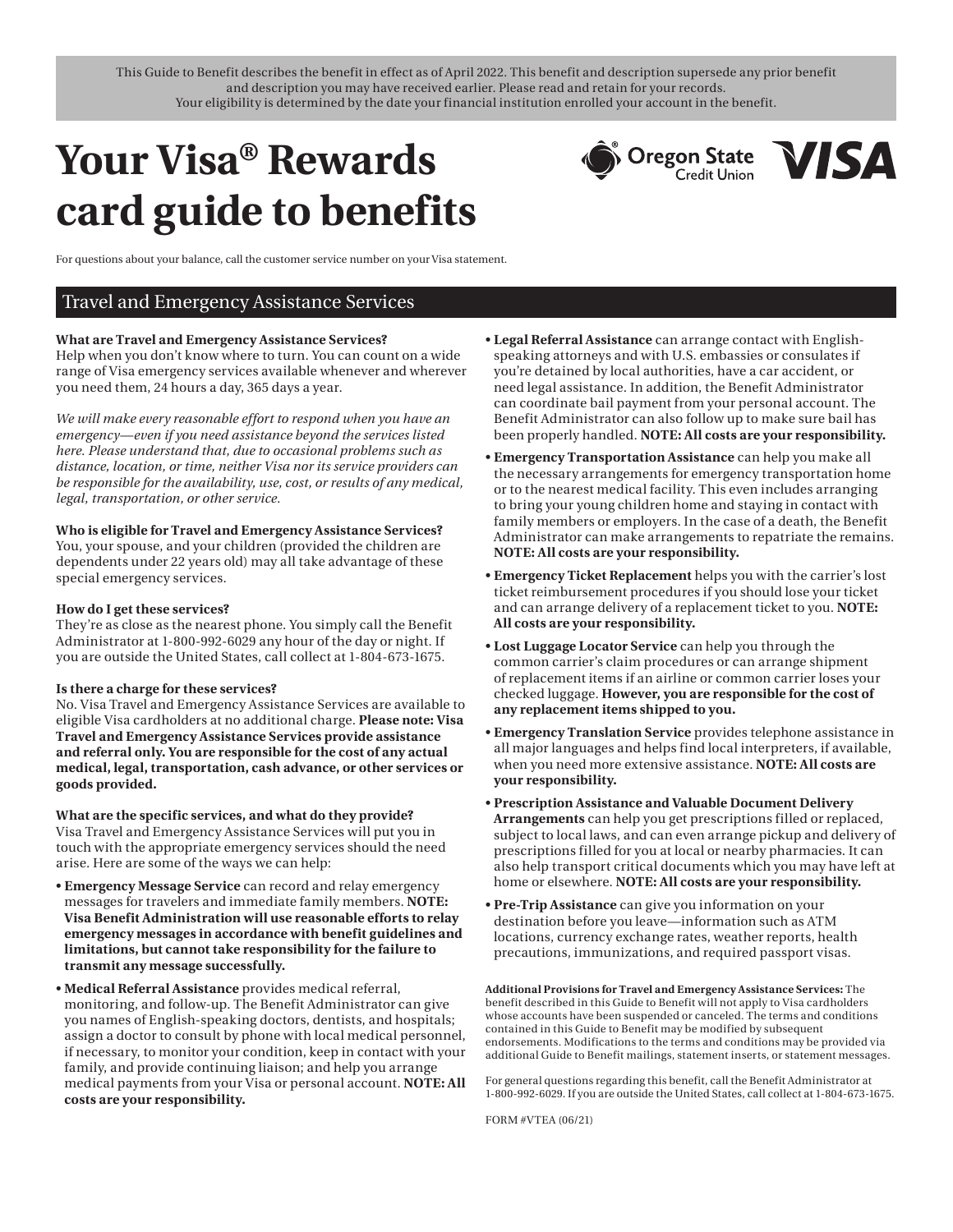This Guide to Benefit describes the benefit in effect as of April 2022. This benefit and description supersede any prior benefit and description you may have received earlier. Please read and retain for your records.
Your eligibility is determined by the date your financial institution enrolled your account in the benefit.

# Your Visa® Rewards card guide to benefits

For questions about your balance, call the customer service number on your Visa statement.

## Travel and Emergency Assistance Services

**What are Travel and Emergency Assistance Services?**
Help when you don't know where to turn. You can count on a wide range of Visa emergency services available whenever and wherever you need them, 24 hours a day, 365 days a year.

*We will make every reasonable effort to respond when you have an emergency—even if you need assistance beyond the services listed here. Please understand that, due to occasional problems such as distance, location, or time, neither Visa nor its service providers can be responsible for the availability, use, cost, or results of any medical, legal, transportation, or other service.*

**Who is eligible for Travel and Emergency Assistance Services?**
You, your spouse, and your children (provided the children are dependents under 22 years old) may all take advantage of these special emergency services.

**How do I get these services?**
They're as close as the nearest phone. You simply call the Benefit Administrator at 1-800-992-6029 any hour of the day or night. If you are outside the United States, call collect at 1-804-673-1675.

**Is there a charge for these services?**
No. Visa Travel and Emergency Assistance Services are available to eligible Visa cardholders at no additional charge. **Please note: Visa Travel and Emergency Assistance Services provide assistance and referral only. You are responsible for the cost of any actual medical, legal, transportation, cash advance, or other services or goods provided.**

**What are the specific services, and what do they provide?**
Visa Travel and Emergency Assistance Services will put you in touch with the appropriate emergency services should the need arise. Here are some of the ways we can help:

- **Emergency Message Service** can record and relay emergency messages for travelers and immediate family members. **NOTE: Visa Benefit Administration will use reasonable efforts to relay emergency messages in accordance with benefit guidelines and limitations, but cannot take responsibility for the failure to transmit any message successfully.**
- **Medical Referral Assistance** provides medical referral, monitoring, and follow-up. The Benefit Administrator can give you names of English-speaking doctors, dentists, and hospitals; assign a doctor to consult by phone with local medical personnel, if necessary, to monitor your condition, keep in contact with your family, and provide continuing liaison; and help you arrange medical payments from your Visa or personal account. **NOTE: All costs are your responsibility.**
- **Legal Referral Assistance** can arrange contact with English-speaking attorneys and with U.S. embassies or consulates if you're detained by local authorities, have a car accident, or need legal assistance. In addition, the Benefit Administrator can coordinate bail payment from your personal account. The Benefit Administrator can also follow up to make sure bail has been properly handled. **NOTE: All costs are your responsibility.**
- **Emergency Transportation Assistance** can help you make all the necessary arrangements for emergency transportation home or to the nearest medical facility. This even includes arranging to bring your young children home and staying in contact with family members or employers. In the case of a death, the Benefit Administrator can make arrangements to repatriate the remains. **NOTE: All costs are your responsibility.**
- **Emergency Ticket Replacement** helps you with the carrier's lost ticket reimbursement procedures if you should lose your ticket and can arrange delivery of a replacement ticket to you. **NOTE: All costs are your responsibility.**
- **Lost Luggage Locator Service** can help you through the common carrier's claim procedures or can arrange shipment of replacement items if an airline or common carrier loses your checked luggage. **However, you are responsible for the cost of any replacement items shipped to you.**
- **Emergency Translation Service** provides telephone assistance in all major languages and helps find local interpreters, if available, when you need more extensive assistance. **NOTE: All costs are your responsibility.**
- **Prescription Assistance and Valuable Document Delivery Arrangements** can help you get prescriptions filled or replaced, subject to local laws, and can even arrange pickup and delivery of prescriptions filled for you at local or nearby pharmacies. It can also help transport critical documents which you may have left at home or elsewhere. **NOTE: All costs are your responsibility.**
- **Pre-Trip Assistance** can give you information on your destination before you leave—information such as ATM locations, currency exchange rates, weather reports, health precautions, immunizations, and required passport visas.

**Additional Provisions for Travel and Emergency Assistance Services:** The benefit described in this Guide to Benefit will not apply to Visa cardholders whose accounts have been suspended or canceled. The terms and conditions contained in this Guide to Benefit may be modified by subsequent endorsements. Modifications to the terms and conditions may be provided via additional Guide to Benefit mailings, statement inserts, or statement messages.

For general questions regarding this benefit, call the Benefit Administrator at 1-800-992-6029. If you are outside the United States, call collect at 1-804-673-1675.

FORM #VTEA (06/21)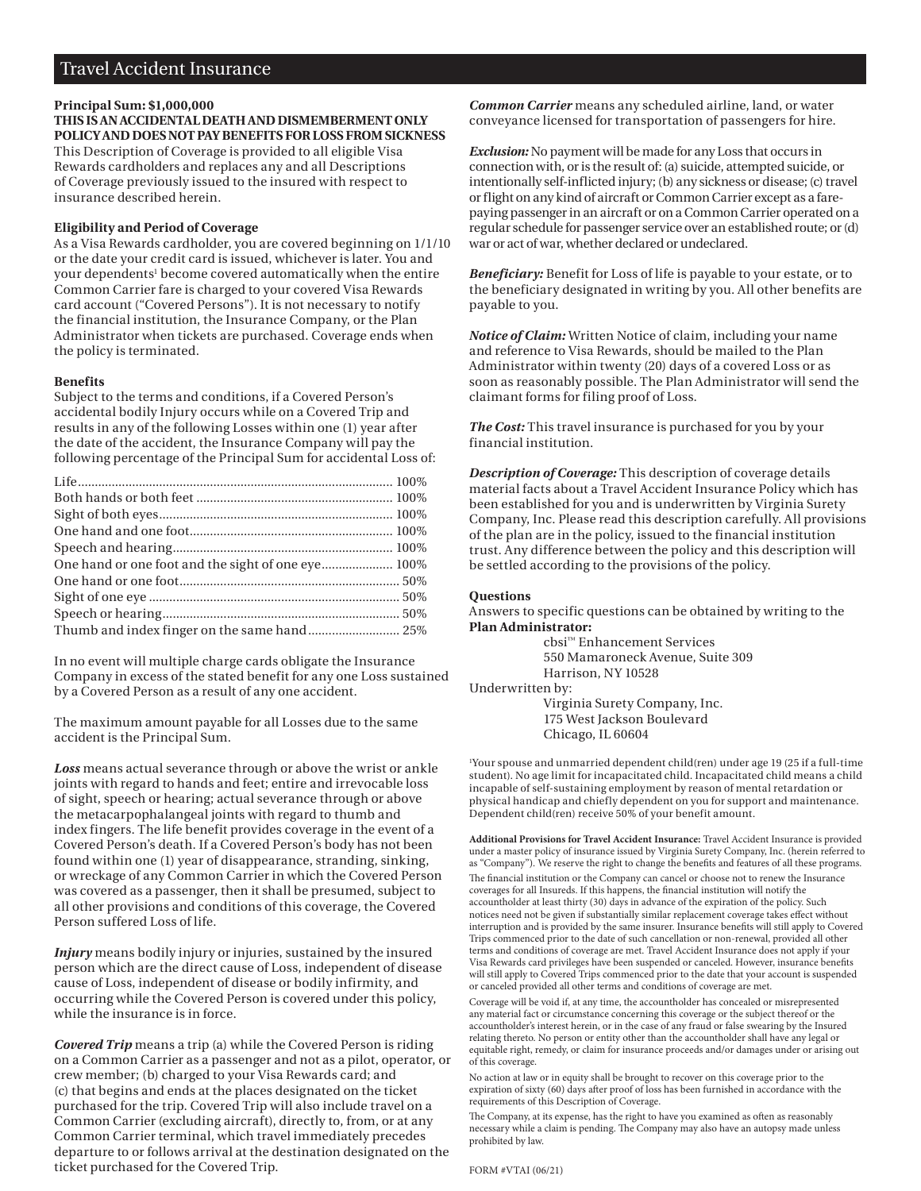## Travel Accident Insurance

**Principal Sum: $1,000,000**
**THIS IS AN ACCIDENTAL DEATH AND DISMEMBERMENT ONLY POLICY AND DOES NOT PAY BENEFITS FOR LOSS FROM SICKNESS**
This Description of Coverage is provided to all eligible Visa Rewards cardholders and replaces any and all Descriptions of Coverage previously issued to the insured with respect to insurance described herein.

**Eligibility and Period of Coverage**
As a Visa Rewards cardholder, you are covered beginning on 1/1/10 or the date your credit card is issued, whichever is later. You and your dependents[1] become covered automatically when the entire Common Carrier fare is charged to your covered Visa Rewards card account ("Covered Persons"). It is not necessary to notify the financial institution, the Insurance Company, or the Plan Administrator when tickets are purchased. Coverage ends when the policy is terminated.

**Benefits**
Subject to the terms and conditions, if a Covered Person's accidental bodily Injury occurs while on a Covered Trip and results in any of the following Losses within one (1) year after the date of the accident, the Insurance Company will pay the following percentage of the Principal Sum for accidental Loss of:

| Loss | Percentage |
|---|---|
| Life | 100% |
| Both hands or both feet | 100% |
| Sight of both eyes | 100% |
| One hand and one foot | 100% |
| Speech and hearing | 100% |
| One hand or one foot and the sight of one eye | 100% |
| One hand or one foot | 50% |
| Sight of one eye | 50% |
| Speech or hearing | 50% |
| Thumb and index finger on the same hand | 25% |

In no event will multiple charge cards obligate the Insurance Company in excess of the stated benefit for any one Loss sustained by a Covered Person as a result of any one accident.

The maximum amount payable for all Losses due to the same accident is the Principal Sum.

***Loss*** means actual severance through or above the wrist or ankle joints with regard to hands and feet; entire and irrevocable loss of sight, speech or hearing; actual severance through or above the metacarpophalangeal joints with regard to thumb and index fingers. The life benefit provides coverage in the event of a Covered Person's death. If a Covered Person's body has not been found within one (1) year of disappearance, stranding, sinking, or wreckage of any Common Carrier in which the Covered Person was covered as a passenger, then it shall be presumed, subject to all other provisions and conditions of this coverage, the Covered Person suffered Loss of life.

***Injury*** means bodily injury or injuries, sustained by the insured person which are the direct cause of Loss, independent of disease cause of Loss, independent of disease or bodily infirmity, and occurring while the Covered Person is covered under this policy, while the insurance is in force.

***Covered Trip*** means a trip (a) while the Covered Person is riding on a Common Carrier as a passenger and not as a pilot, operator, or crew member; (b) charged to your Visa Rewards card; and (c) that begins and ends at the places designated on the ticket purchased for the trip. Covered Trip will also include travel on a Common Carrier (excluding aircraft), directly to, from, or at any Common Carrier terminal, which travel immediately precedes departure to or follows arrival at the destination designated on the ticket purchased for the Covered Trip.

***Common Carrier*** means any scheduled airline, land, or water conveyance licensed for transportation of passengers for hire.

***Exclusion:*** No payment will be made for any Loss that occurs in connection with, or is the result of: (a) suicide, attempted suicide, or intentionally self-inflicted injury; (b) any sickness or disease; (c) travel or flight on any kind of aircraft or Common Carrier except as a fare-paying passenger in an aircraft or on a Common Carrier operated on a regular schedule for passenger service over an established route; or (d) war or act of war, whether declared or undeclared.

***Beneficiary:*** Benefit for Loss of life is payable to your estate, or to the beneficiary designated in writing by you. All other benefits are payable to you.

***Notice of Claim:*** Written Notice of claim, including your name and reference to Visa Rewards, should be mailed to the Plan Administrator within twenty (20) days of a covered Loss or as soon as reasonably possible. The Plan Administrator will send the claimant forms for filing proof of Loss.

***The Cost:*** This travel insurance is purchased for you by your financial institution.

***Description of Coverage:*** This description of coverage details material facts about a Travel Accident Insurance Policy which has been established for you and is underwritten by Virginia Surety Company, Inc. Please read this description carefully. All provisions of the plan are in the policy, issued to the financial institution trust. Any difference between the policy and this description will be settled according to the provisions of the policy.

**Questions**
Answers to specific questions can be obtained by writing to the **Plan Administrator:**

cbsi™ Enhancement Services
550 Mamaroneck Avenue, Suite 309
Harrison, NY 10528

Underwritten by:

Virginia Surety Company, Inc.
175 West Jackson Boulevard
Chicago, IL 60604

[1]Your spouse and unmarried dependent child(ren) under age 19 (25 if a full-time student). No age limit for incapacitated child. Incapacitated child means a child incapable of self-sustaining employment by reason of mental retardation or physical handicap and chiefly dependent on you for support and maintenance. Dependent child(ren) receive 50% of your benefit amount.

**Additional Provisions for Travel Accident Insurance:** Travel Accident Insurance is provided under a master policy of insurance issued by Virginia Surety Company, Inc. (herein referred to as "Company"). We reserve the right to change the benefits and features of all these programs.

The financial institution or the Company can cancel or choose not to renew the Insurance coverages for all Insureds. If this happens, the financial institution will notify the accountholder at least thirty (30) days in advance of the expiration of the policy. Such notices need not be given if substantially similar replacement coverage takes effect without interruption and is provided by the same insurer. Insurance benefits will still apply to Covered Trips commenced prior to the date of such cancellation or non-renewal, provided all other terms and conditions of coverage are met. Travel Accident Insurance does not apply if your Visa Rewards card privileges have been suspended or canceled. However, insurance benefits will still apply to Covered Trips commenced prior to the date that your account is suspended or canceled provided all other terms and conditions of coverage are met.

Coverage will be void if, at any time, the accountholder has concealed or misrepresented any material fact or circumstance concerning this coverage or the subject thereof or the accountholder's interest herein, or in the case of any fraud or false swearing by the Insured relating thereto. No person or entity other than the accountholder shall have any legal or equitable right, remedy, or claim for insurance proceeds and/or damages under or arising out of this coverage.

No action at law or in equity shall be brought to recover on this coverage prior to the expiration of sixty (60) days after proof of loss has been furnished in accordance with the requirements of this Description of Coverage.

The Company, at its expense, has the right to have you examined as often as reasonably necessary while a claim is pending. The Company may also have an autopsy made unless prohibited by law.

FORM #VTAI (06/21)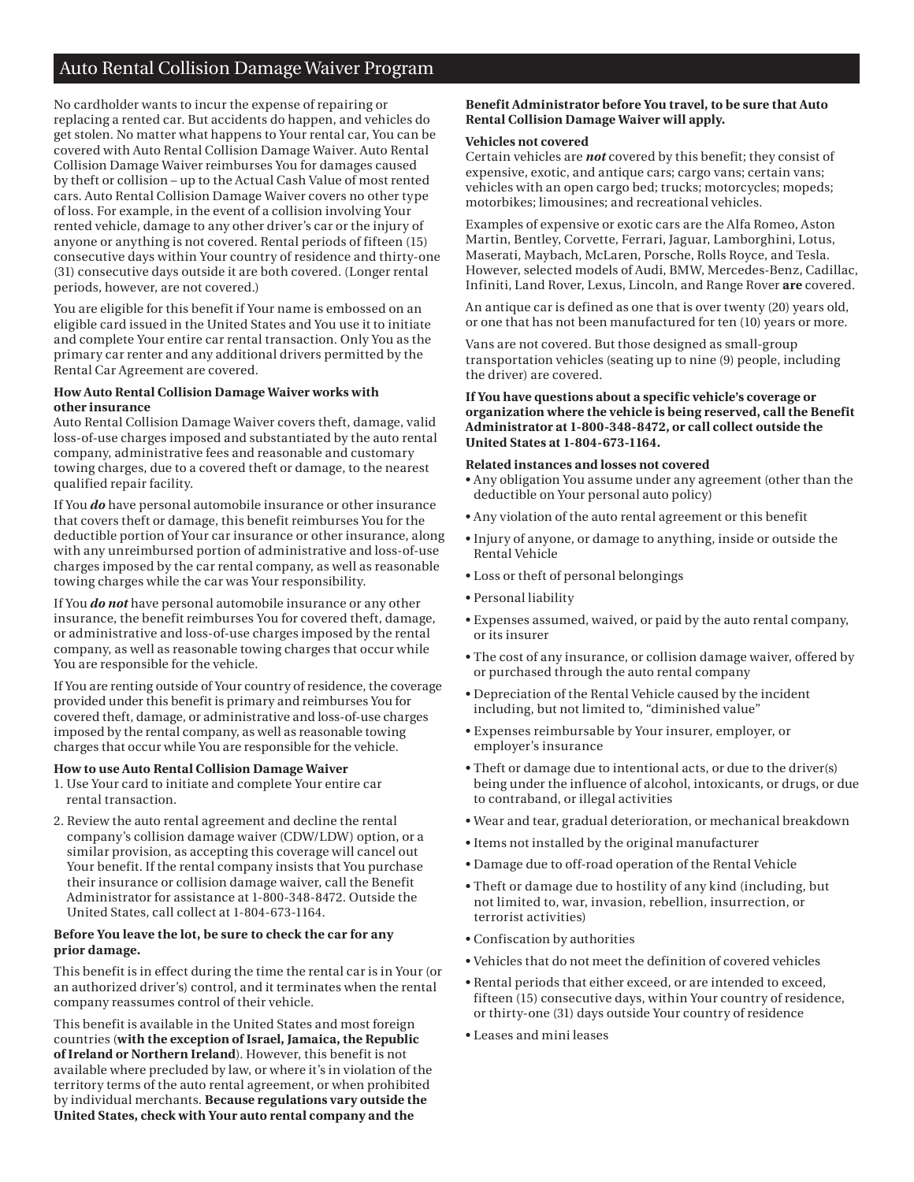## Auto Rental Collision Damage Waiver Program

No cardholder wants to incur the expense of repairing or replacing a rented car. But accidents do happen, and vehicles do get stolen. No matter what happens to Your rental car, You can be covered with Auto Rental Collision Damage Waiver. Auto Rental Collision Damage Waiver reimburses You for damages caused by theft or collision – up to the Actual Cash Value of most rented cars. Auto Rental Collision Damage Waiver covers no other type of loss. For example, in the event of a collision involving Your rented vehicle, damage to any other driver's car or the injury of anyone or anything is not covered. Rental periods of fifteen (15) consecutive days within Your country of residence and thirty-one (31) consecutive days outside it are both covered. (Longer rental periods, however, are not covered.)

You are eligible for this benefit if Your name is embossed on an eligible card issued in the United States and You use it to initiate and complete Your entire car rental transaction. Only You as the primary car renter and any additional drivers permitted by the Rental Car Agreement are covered.

**How Auto Rental Collision Damage Waiver works with other insurance**

Auto Rental Collision Damage Waiver covers theft, damage, valid loss-of-use charges imposed and substantiated by the auto rental company, administrative fees and reasonable and customary towing charges, due to a covered theft or damage, to the nearest qualified repair facility.

If You ***do*** have personal automobile insurance or other insurance that covers theft or damage, this benefit reimburses You for the deductible portion of Your car insurance or other insurance, along with any unreimbursed portion of administrative and loss-of-use charges imposed by the car rental company, as well as reasonable towing charges while the car was Your responsibility.

If You ***do not*** have personal automobile insurance or any other insurance, the benefit reimburses You for covered theft, damage, or administrative and loss-of-use charges imposed by the rental company, as well as reasonable towing charges that occur while You are responsible for the vehicle.

If You are renting outside of Your country of residence, the coverage provided under this benefit is primary and reimburses You for covered theft, damage, or administrative and loss-of-use charges imposed by the rental company, as well as reasonable towing charges that occur while You are responsible for the vehicle.

**How to use Auto Rental Collision Damage Waiver**

1. Use Your card to initiate and complete Your entire car rental transaction.
2. Review the auto rental agreement and decline the rental company's collision damage waiver (CDW/LDW) option, or a similar provision, as accepting this coverage will cancel out Your benefit. If the rental company insists that You purchase their insurance or collision damage waiver, call the Benefit Administrator for assistance at 1-800-348-8472. Outside the United States, call collect at 1-804-673-1164.

**Before You leave the lot, be sure to check the car for any prior damage.**

This benefit is in effect during the time the rental car is in Your (or an authorized driver's) control, and it terminates when the rental company reassumes control of their vehicle.

This benefit is available in the United States and most foreign countries (**with the exception of Israel, Jamaica, the Republic of Ireland or Northern Ireland**). However, this benefit is not available where precluded by law, or where it's in violation of the territory terms of the auto rental agreement, or when prohibited by individual merchants. **Because regulations vary outside the United States, check with Your auto rental company and the Benefit Administrator before You travel, to be sure that Auto Rental Collision Damage Waiver will apply.**

**Vehicles not covered**

Certain vehicles are ***not*** covered by this benefit; they consist of expensive, exotic, and antique cars; cargo vans; certain vans; vehicles with an open cargo bed; trucks; motorcycles; mopeds; motorbikes; limousines; and recreational vehicles.

Examples of expensive or exotic cars are the Alfa Romeo, Aston Martin, Bentley, Corvette, Ferrari, Jaguar, Lamborghini, Lotus, Maserati, Maybach, McLaren, Porsche, Rolls Royce, and Tesla. However, selected models of Audi, BMW, Mercedes-Benz, Cadillac, Infiniti, Land Rover, Lexus, Lincoln, and Range Rover **are** covered.

An antique car is defined as one that is over twenty (20) years old, or one that has not been manufactured for ten (10) years or more.

Vans are not covered. But those designed as small-group transportation vehicles (seating up to nine (9) people, including the driver) are covered.

**If You have questions about a specific vehicle's coverage or organization where the vehicle is being reserved, call the Benefit Administrator at 1-800-348-8472, or call collect outside the United States at 1-804-673-1164.**

**Related instances and losses not covered**

- Any obligation You assume under any agreement (other than the deductible on Your personal auto policy)
- Any violation of the auto rental agreement or this benefit
- Injury of anyone, or damage to anything, inside or outside the Rental Vehicle
- Loss or theft of personal belongings
- Personal liability
- Expenses assumed, waived, or paid by the auto rental company, or its insurer
- The cost of any insurance, or collision damage waiver, offered by or purchased through the auto rental company
- Depreciation of the Rental Vehicle caused by the incident including, but not limited to, "diminished value"
- Expenses reimbursable by Your insurer, employer, or employer's insurance
- Theft or damage due to intentional acts, or due to the driver(s) being under the influence of alcohol, intoxicants, or drugs, or due to contraband, or illegal activities
- Wear and tear, gradual deterioration, or mechanical breakdown
- Items not installed by the original manufacturer
- Damage due to off-road operation of the Rental Vehicle
- Theft or damage due to hostility of any kind (including, but not limited to, war, invasion, rebellion, insurrection, or terrorist activities)
- Confiscation by authorities
- Vehicles that do not meet the definition of covered vehicles
- Rental periods that either exceed, or are intended to exceed, fifteen (15) consecutive days, within Your country of residence, or thirty-one (31) days outside Your country of residence
- Leases and mini leases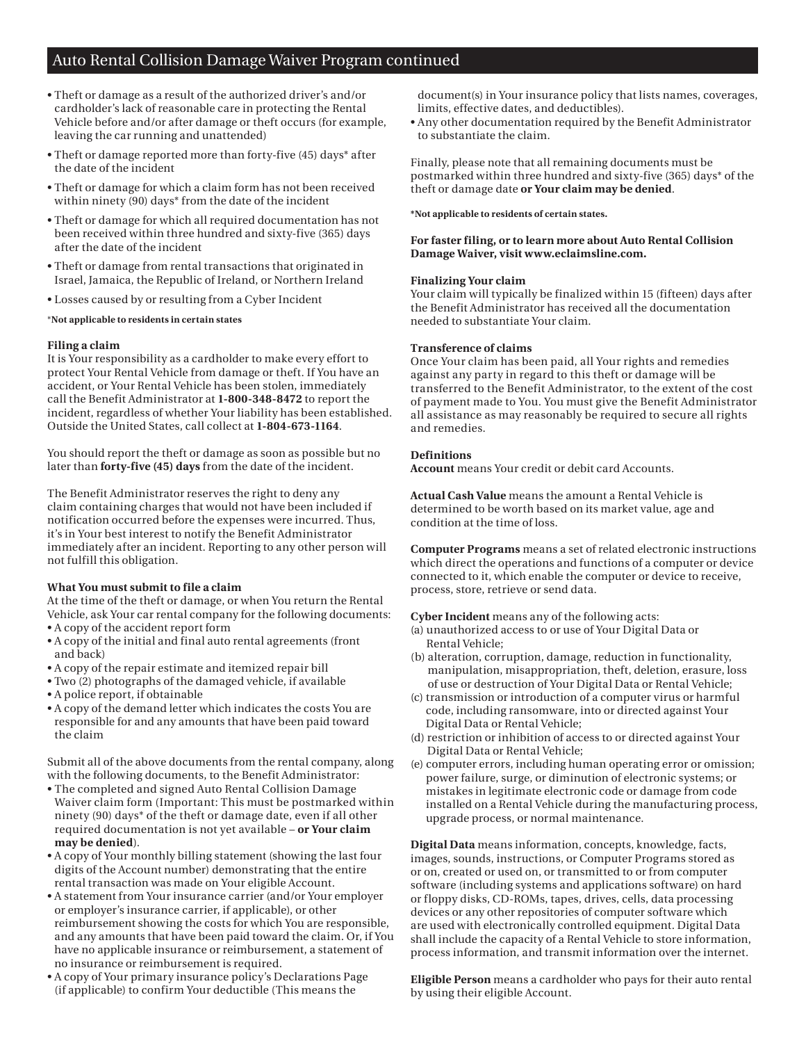## Auto Rental Collision Damage Waiver Program continued

- Theft or damage as a result of the authorized driver's and/or cardholder's lack of reasonable care in protecting the Rental Vehicle before and/or after damage or theft occurs (for example, leaving the car running and unattended)
- Theft or damage reported more than forty-five (45) days* after the date of the incident
- Theft or damage for which a claim form has not been received within ninety (90) days* from the date of the incident
- Theft or damage for which all required documentation has not been received within three hundred and sixty-five (365) days after the date of the incident
- Theft or damage from rental transactions that originated in Israel, Jamaica, the Republic of Ireland, or Northern Ireland
- Losses caused by or resulting from a Cyber Incident

*__Not applicable to residents in certain states__

**Filing a claim**
It is Your responsibility as a cardholder to make every effort to protect Your Rental Vehicle from damage or theft. If You have an accident, or Your Rental Vehicle has been stolen, immediately call the Benefit Administrator at **1-800-348-8472** to report the incident, regardless of whether Your liability has been established. Outside the United States, call collect at **1-804-673-1164**.

You should report the theft or damage as soon as possible but no later than **forty-five (45) days** from the date of the incident.

The Benefit Administrator reserves the right to deny any claim containing charges that would not have been included if notification occurred before the expenses were incurred. Thus, it's in Your best interest to notify the Benefit Administrator immediately after an incident. Reporting to any other person will not fulfill this obligation.

**What You must submit to file a claim**
At the time of the theft or damage, or when You return the Rental Vehicle, ask Your car rental company for the following documents:

- A copy of the accident report form
- A copy of the initial and final auto rental agreements (front and back)
- A copy of the repair estimate and itemized repair bill
- Two (2) photographs of the damaged vehicle, if available
- A police report, if obtainable
- A copy of the demand letter which indicates the costs You are responsible for and any amounts that have been paid toward the claim

Submit all of the above documents from the rental company, along with the following documents, to the Benefit Administrator:

- The completed and signed Auto Rental Collision Damage Waiver claim form (Important: This must be postmarked within ninety (90) days* of the theft or damage date, even if all other required documentation is not yet available – **or Your claim may be denied**).
- A copy of Your monthly billing statement (showing the last four digits of the Account number) demonstrating that the entire rental transaction was made on Your eligible Account.
- A statement from Your insurance carrier (and/or Your employer or employer's insurance carrier, if applicable), or other reimbursement showing the costs for which You are responsible, and any amounts that have been paid toward the claim. Or, if You have no applicable insurance or reimbursement, a statement of no insurance or reimbursement is required.
- A copy of Your primary insurance policy's Declarations Page (if applicable) to confirm Your deductible (This means the document(s) in Your insurance policy that lists names, coverages, limits, effective dates, and deductibles).
- Any other documentation required by the Benefit Administrator to substantiate the claim.

Finally, please note that all remaining documents must be postmarked within three hundred and sixty-five (365) days* of the theft or damage date **or Your claim may be denied**.

*__Not applicable to residents of certain states.__

**For faster filing, or to learn more about Auto Rental Collision Damage Waiver, visit www.eclaimsline.com.**

**Finalizing Your claim**
Your claim will typically be finalized within 15 (fifteen) days after the Benefit Administrator has received all the documentation needed to substantiate Your claim.

**Transference of claims**
Once Your claim has been paid, all Your rights and remedies against any party in regard to this theft or damage will be transferred to the Benefit Administrator, to the extent of the cost of payment made to You. You must give the Benefit Administrator all assistance as may reasonably be required to secure all rights and remedies.

**Definitions**
**Account** means Your credit or debit card Accounts.

**Actual Cash Value** means the amount a Rental Vehicle is determined to be worth based on its market value, age and condition at the time of loss.

**Computer Programs** means a set of related electronic instructions which direct the operations and functions of a computer or device connected to it, which enable the computer or device to receive, process, store, retrieve or send data.

**Cyber Incident** means any of the following acts:
(a) unauthorized access to or use of Your Digital Data or Rental Vehicle;
(b) alteration, corruption, damage, reduction in functionality, manipulation, misappropriation, theft, deletion, erasure, loss of use or destruction of Your Digital Data or Rental Vehicle;
(c) transmission or introduction of a computer virus or harmful code, including ransomware, into or directed against Your Digital Data or Rental Vehicle;
(d) restriction or inhibition of access to or directed against Your Digital Data or Rental Vehicle;
(e) computer errors, including human operating error or omission; power failure, surge, or diminution of electronic systems; or mistakes in legitimate electronic code or damage from code installed on a Rental Vehicle during the manufacturing process, upgrade process, or normal maintenance.

**Digital Data** means information, concepts, knowledge, facts, images, sounds, instructions, or Computer Programs stored as or on, created or used on, or transmitted to or from computer software (including systems and applications software) on hard or floppy disks, CD-ROMs, tapes, drives, cells, data processing devices or any other repositories of computer software which are used with electronically controlled equipment. Digital Data shall include the capacity of a Rental Vehicle to store information, process information, and transmit information over the internet.

**Eligible Person** means a cardholder who pays for their auto rental by using their eligible Account.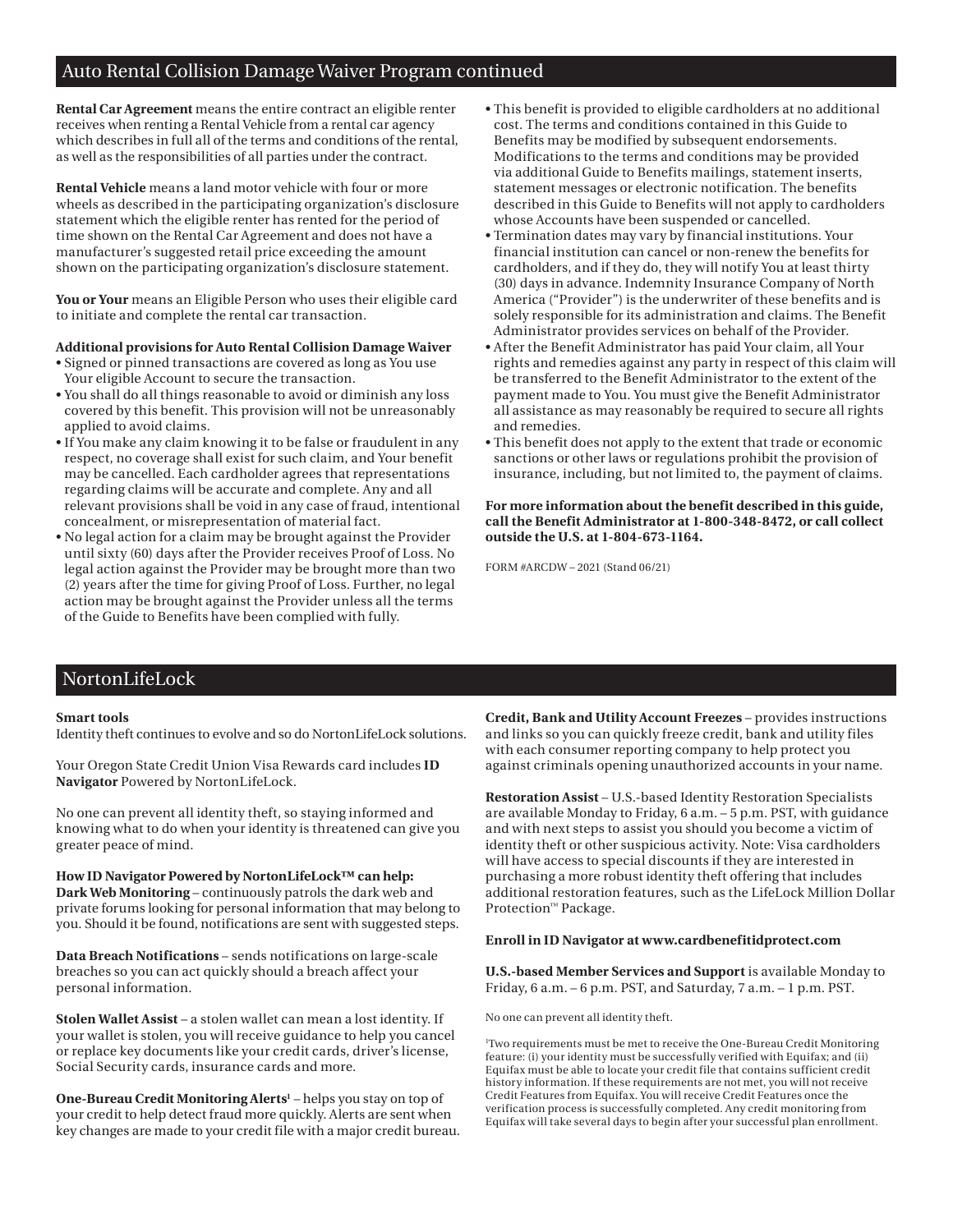## Auto Rental Collision Damage Waiver Program continued

**Rental Car Agreement** means the entire contract an eligible renter receives when renting a Rental Vehicle from a rental car agency which describes in full all of the terms and conditions of the rental, as well as the responsibilities of all parties under the contract.

**Rental Vehicle** means a land motor vehicle with four or more wheels as described in the participating organization's disclosure statement which the eligible renter has rented for the period of time shown on the Rental Car Agreement and does not have a manufacturer's suggested retail price exceeding the amount shown on the participating organization's disclosure statement.

**You or Your** means an Eligible Person who uses their eligible card to initiate and complete the rental car transaction.

**Additional provisions for Auto Rental Collision Damage Waiver**

- Signed or pinned transactions are covered as long as You use Your eligible Account to secure the transaction.
- You shall do all things reasonable to avoid or diminish any loss covered by this benefit. This provision will not be unreasonably applied to avoid claims.
- If You make any claim knowing it to be false or fraudulent in any respect, no coverage shall exist for such claim, and Your benefit may be cancelled. Each cardholder agrees that representations regarding claims will be accurate and complete. Any and all relevant provisions shall be void in any case of fraud, intentional concealment, or misrepresentation of material fact.
- No legal action for a claim may be brought against the Provider until sixty (60) days after the Provider receives Proof of Loss. No legal action against the Provider may be brought more than two (2) years after the time for giving Proof of Loss. Further, no legal action may be brought against the Provider unless all the terms of the Guide to Benefits have been complied with fully.
- This benefit is provided to eligible cardholders at no additional cost. The terms and conditions contained in this Guide to Benefits may be modified by subsequent endorsements. Modifications to the terms and conditions may be provided via additional Guide to Benefits mailings, statement inserts, statement messages or electronic notification. The benefits described in this Guide to Benefits will not apply to cardholders whose Accounts have been suspended or cancelled.
- Termination dates may vary by financial institutions. Your financial institution can cancel or non-renew the benefits for cardholders, and if they do, they will notify You at least thirty (30) days in advance. Indemnity Insurance Company of North America ("Provider") is the underwriter of these benefits and is solely responsible for its administration and claims. The Benefit Administrator provides services on behalf of the Provider.
- After the Benefit Administrator has paid Your claim, all Your rights and remedies against any party in respect of this claim will be transferred to the Benefit Administrator to the extent of the payment made to You. You must give the Benefit Administrator all assistance as may reasonably be required to secure all rights and remedies.
- This benefit does not apply to the extent that trade or economic sanctions or other laws or regulations prohibit the provision of insurance, including, but not limited to, the payment of claims.

**For more information about the benefit described in this guide, call the Benefit Administrator at 1-800-348-8472, or call collect outside the U.S. at 1-804-673-1164.**

FORM #ARCDW – 2021 (Stand 06/21)

## NortonLifeLock

**Smart tools**

Identity theft continues to evolve and so do NortonLifeLock solutions.

Your Oregon State Credit Union Visa Rewards card includes **ID Navigator** Powered by NortonLifeLock.

No one can prevent all identity theft, so staying informed and knowing what to do when your identity is threatened can give you greater peace of mind.

**How ID Navigator Powered by NortonLifeLock™ can help:**

**Dark Web Monitoring** – continuously patrols the dark web and private forums looking for personal information that may belong to you. Should it be found, notifications are sent with suggested steps.

**Data Breach Notifications** – sends notifications on large-scale breaches so you can act quickly should a breach affect your personal information.

**Stolen Wallet Assist** – a stolen wallet can mean a lost identity. If your wallet is stolen, you will receive guidance to help you cancel or replace key documents like your credit cards, driver's license, Social Security cards, insurance cards and more.

**One-Bureau Credit Monitoring Alerts**[1] – helps you stay on top of your credit to help detect fraud more quickly. Alerts are sent when key changes are made to your credit file with a major credit bureau.

**Credit, Bank and Utility Account Freezes** – provides instructions and links so you can quickly freeze credit, bank and utility files with each consumer reporting company to help protect you against criminals opening unauthorized accounts in your name.

**Restoration Assist** – U.S.-based Identity Restoration Specialists are available Monday to Friday, 6 a.m. – 5 p.m. PST, with guidance and with next steps to assist you should you become a victim of identity theft or other suspicious activity. Note: Visa cardholders will have access to special discounts if they are interested in purchasing a more robust identity theft offering that includes additional restoration features, such as the LifeLock Million Dollar Protection™ Package.

**Enroll in ID Navigator at www.cardbenefitidprotect.com**

**U.S.-based Member Services and Support** is available Monday to Friday, 6 a.m. – 6 p.m. PST, and Saturday, 7 a.m. – 1 p.m. PST.

No one can prevent all identity theft.

[1]Two requirements must be met to receive the One-Bureau Credit Monitoring feature: (i) your identity must be successfully verified with Equifax; and (ii) Equifax must be able to locate your credit file that contains sufficient credit history information. If these requirements are not met, you will not receive Credit Features from Equifax. You will receive Credit Features once the verification process is successfully completed. Any credit monitoring from Equifax will take several days to begin after your successful plan enrollment.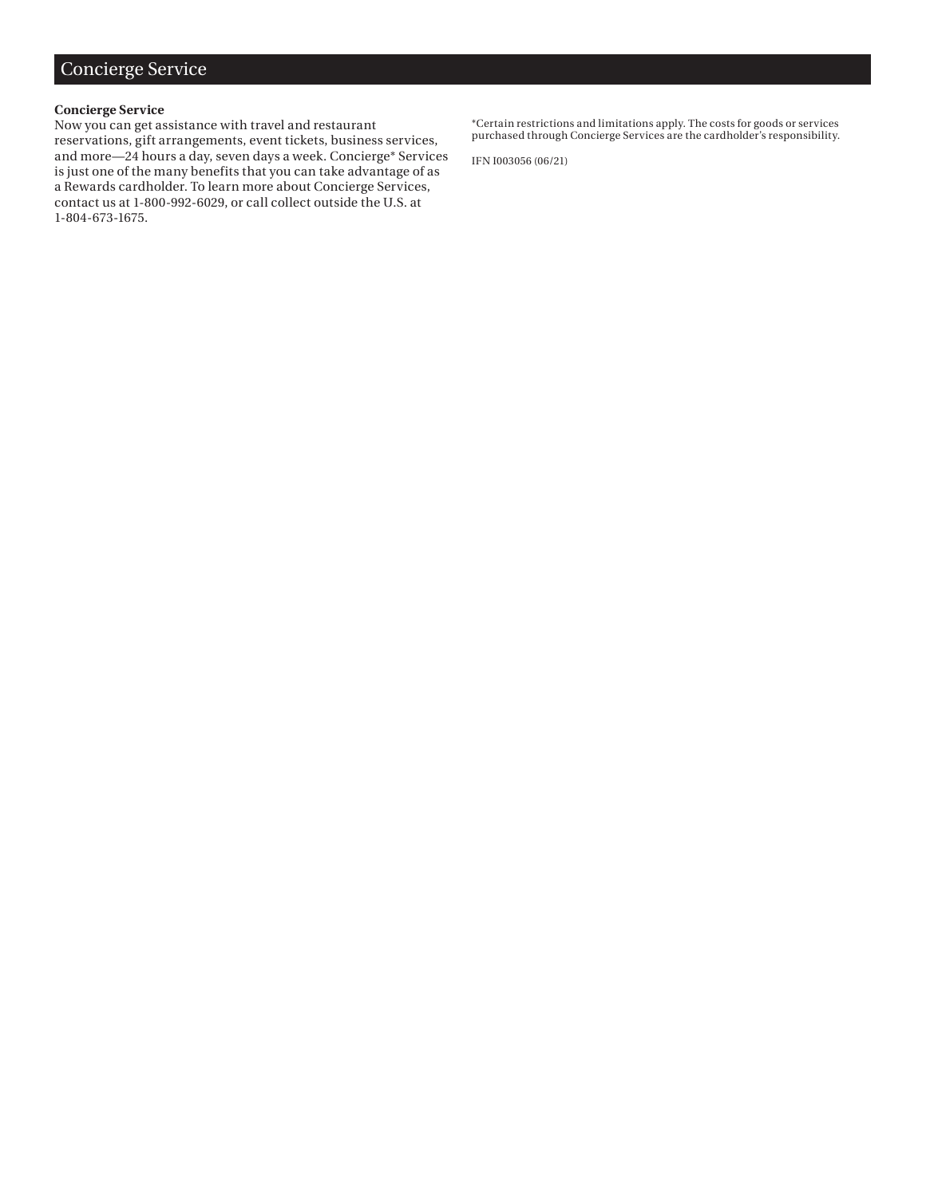# Concierge Service

**Concierge Service**

Now you can get assistance with travel and restaurant reservations, gift arrangements, event tickets, business services, and more—24 hours a day, seven days a week. Concierge* Services is just one of the many benefits that you can take advantage of as a Rewards cardholder. To learn more about Concierge Services, contact us at 1-800-992-6029, or call collect outside the U.S. at 1-804-673-1675.

*Certain restrictions and limitations apply. The costs for goods or services purchased through Concierge Services are the cardholder's responsibility.

IFN I003056 (06/21)